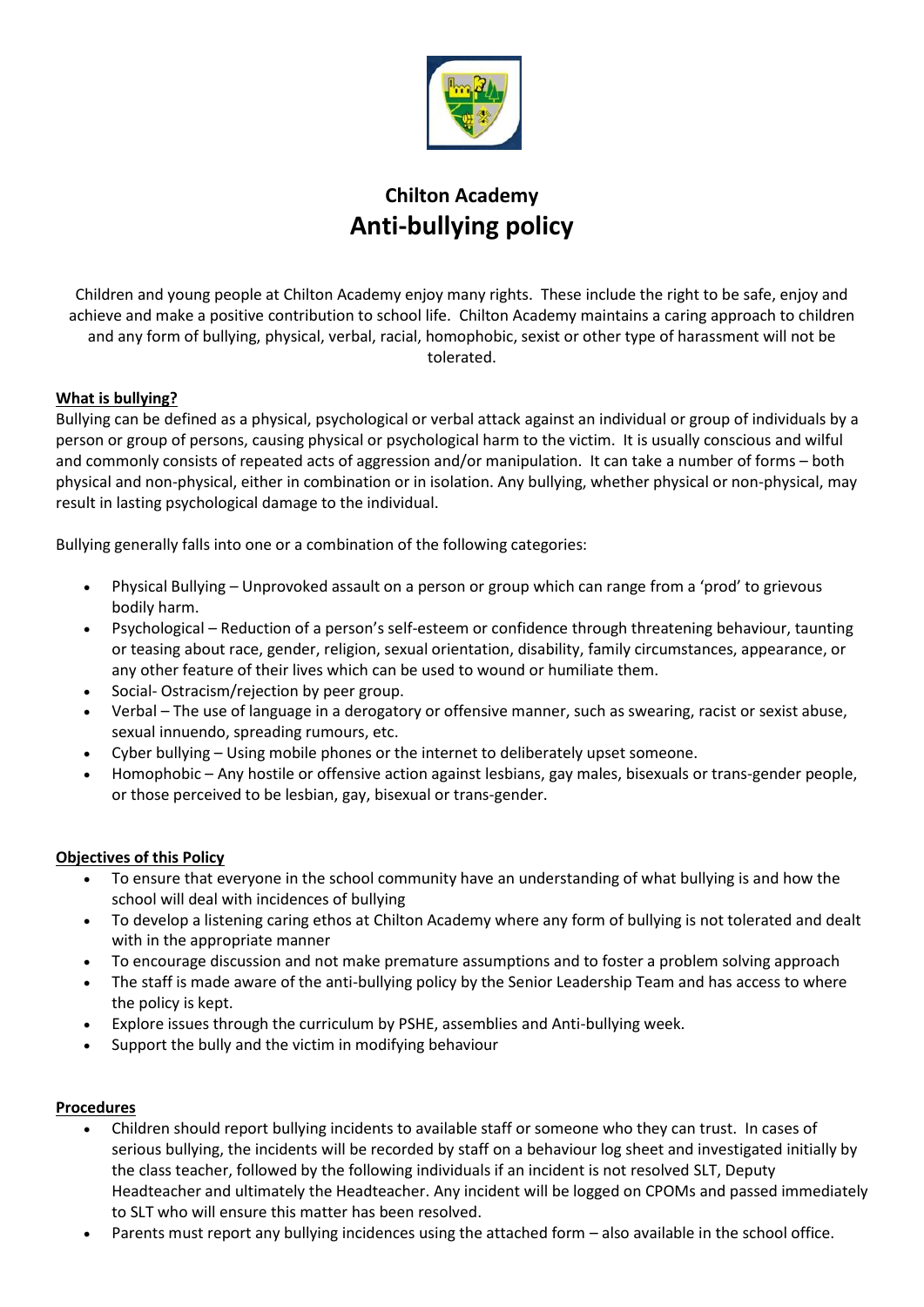## Chilton Academy

# Anti-bullying policy

Children and young people at Chilton Academy enjoy many rights. These include the right to be safe, enjoy and achieve and make a positive contribution to school life. Chilton Academy maintains a caring approach to children and any form of bullying, physical, verbal, racial, homophobic, sexist or other type of harassment will not be tolerated.

**What is bullying?**

Bullying can be defined as a physical, psychological or verbal attack against an individual or group of individuals by a person or group of persons, causing physical or psychological harm to the victim. It is usually conscious and wilful and commonly consists of repeated acts of aggression and/or manipulation. It can take a number of forms – both physical and non-physical, either in combination or in isolation. Any bullying, whether physical or non-physical, may result in lasting psychological damage to the individual.

Bullying generally falls into one or a combination of the following categories:

- Physical Bullying – Unprovoked assault on a person or group which can range from a 'prod' to grievous bodily harm.
- Psychological – Reduction of a person's self-esteem or confidence through threatening behaviour, taunting or teasing about race, gender, religion, sexual orientation, disability, family circumstances, appearance, or any other feature of their lives which can be used to wound or humiliate them.
- Social- Ostracism/rejection by peer group.
- Verbal – The use of language in a derogatory or offensive manner, such as swearing, racist or sexist abuse, sexual innuendo, spreading rumours, etc.
- Cyber bullying – Using mobile phones or the internet to deliberately upset someone.
- Homophobic – Any hostile or offensive action against lesbians, gay males, bisexuals or trans-gender people, or those perceived to be lesbian, gay, bisexual or trans-gender.

**Objectives of this Policy**

- To ensure that everyone in the school community have an understanding of what bullying is and how the school will deal with incidences of bullying
- To develop a listening caring ethos at Chilton Academy where any form of bullying is not tolerated and dealt with in the appropriate manner
- To encourage discussion and not make premature assumptions and to foster a problem solving approach
- The staff is made aware of the anti-bullying policy by the Senior Leadership Team and has access to where the policy is kept.
- Explore issues through the curriculum by PSHE, assemblies and Anti-bullying week.
- Support the bully and the victim in modifying behaviour

**Procedures**

- Children should report bullying incidents to available staff or someone who they can trust. In cases of serious bullying, the incidents will be recorded by staff on a behaviour log sheet and investigated initially by the class teacher, followed by the following individuals if an incident is not resolved SLT, Deputy Headteacher and ultimately the Headteacher. Any incident will be logged on CPOMs and passed immediately to SLT who will ensure this matter has been resolved.
- Parents must report any bullying incidences using the attached form – also available in the school office.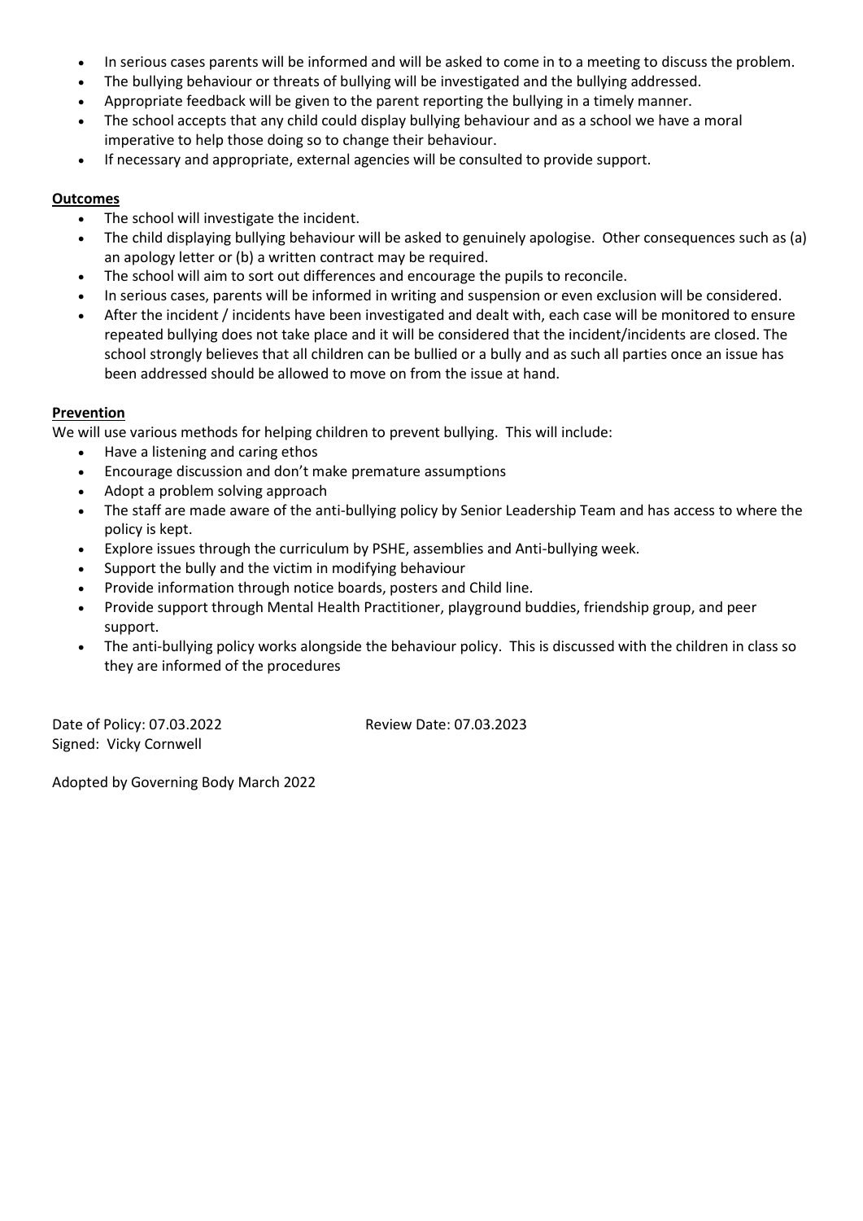- In serious cases parents will be informed and will be asked to come in to a meeting to discuss the problem.
- The bullying behaviour or threats of bullying will be investigated and the bullying addressed.
- Appropriate feedback will be given to the parent reporting the bullying in a timely manner.
- The school accepts that any child could display bullying behaviour and as a school we have a moral imperative to help those doing so to change their behaviour.
- If necessary and appropriate, external agencies will be consulted to provide support.

**Outcomes**

- The school will investigate the incident.
- The child displaying bullying behaviour will be asked to genuinely apologise. Other consequences such as (a) an apology letter or (b) a written contract may be required.
- The school will aim to sort out differences and encourage the pupils to reconcile.
- In serious cases, parents will be informed in writing and suspension or even exclusion will be considered.
- After the incident / incidents have been investigated and dealt with, each case will be monitored to ensure repeated bullying does not take place and it will be considered that the incident/incidents are closed. The school strongly believes that all children can be bullied or a bully and as such all parties once an issue has been addressed should be allowed to move on from the issue at hand.

**Prevention**

We will use various methods for helping children to prevent bullying. This will include:

- Have a listening and caring ethos
- Encourage discussion and don't make premature assumptions
- Adopt a problem solving approach
- The staff are made aware of the anti-bullying policy by Senior Leadership Team and has access to where the policy is kept.
- Explore issues through the curriculum by PSHE, assemblies and Anti-bullying week.
- Support the bully and the victim in modifying behaviour
- Provide information through notice boards, posters and Child line.
- Provide support through Mental Health Practitioner, playground buddies, friendship group, and peer support.
- The anti-bullying policy works alongside the behaviour policy. This is discussed with the children in class so they are informed of the procedures

Date of Policy: 07.03.2022 Review Date: 07.03.2023
Signed: Vicky Cornwell

Adopted by Governing Body March 2022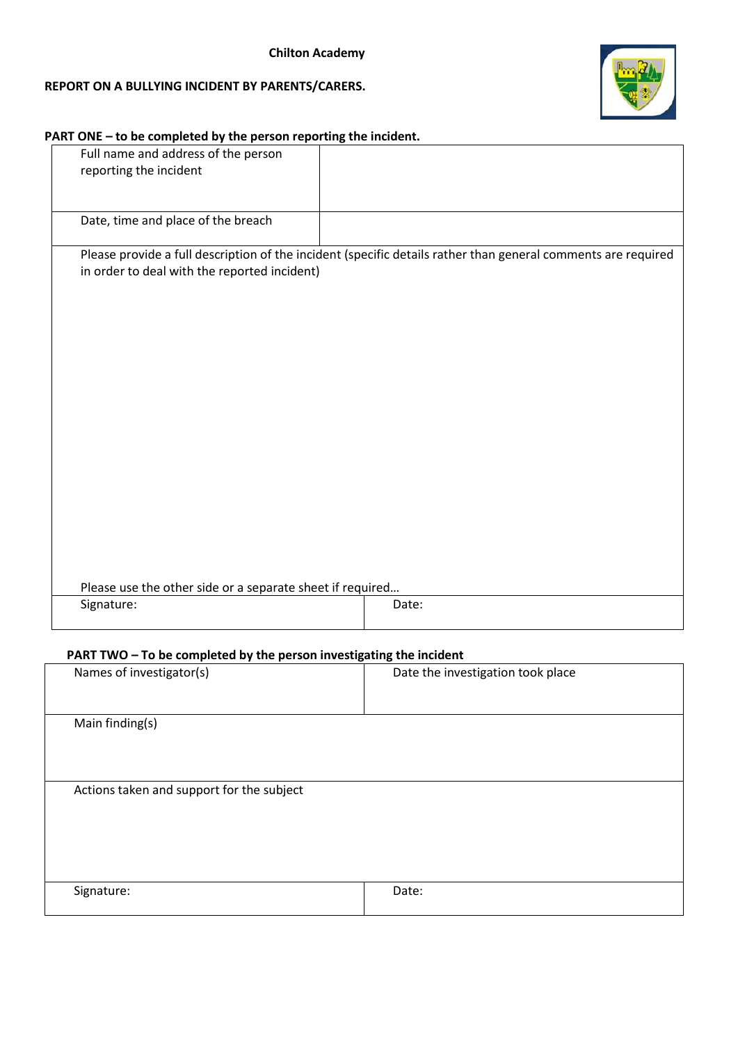**Chilton Academy**

**REPORT ON A BULLYING INCIDENT BY PARENTS/CARERS.**

**PART ONE – to be completed by the person reporting the incident.**

| Full name and address of the person reporting the incident | |
|---|---|
| Date, time and place of the breach | |

| Please provide a full description of the incident (specific details rather than general comments are required in order to deal with the reported incident)<br><br><br><br><br><br>Please use the other side or a separate sheet if required… | |
|---|---|
| Signature: | Date: |

**PART TWO – To be completed by the person investigating the incident**

| Names of investigator(s) | Date the investigation took place |
|---|---|
| Main finding(s) | |
| Actions taken and support for the subject | |
| Signature: | Date: |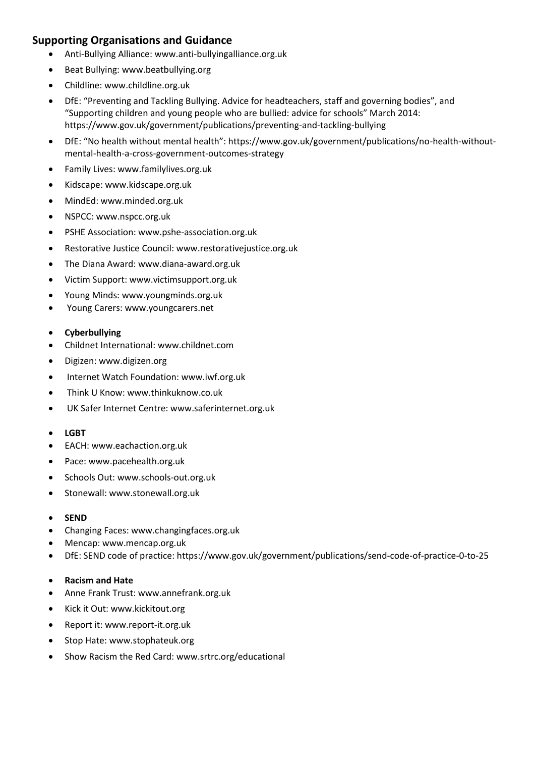## Supporting Organisations and Guidance

- Anti-Bullying Alliance: www.anti-bullyingalliance.org.uk
- Beat Bullying: www.beatbullying.org
- Childline: www.childline.org.uk
- DfE: "Preventing and Tackling Bullying. Advice for headteachers, staff and governing bodies", and "Supporting children and young people who are bullied: advice for schools" March 2014: https://www.gov.uk/government/publications/preventing-and-tackling-bullying
- DfE: "No health without mental health": https://www.gov.uk/government/publications/no-health-without-mental-health-a-cross-government-outcomes-strategy
- Family Lives: www.familylives.org.uk
- Kidscape: www.kidscape.org.uk
- MindEd: www.minded.org.uk
- NSPCC: www.nspcc.org.uk
- PSHE Association: www.pshe-association.org.uk
- Restorative Justice Council: www.restorativejustice.org.uk
- The Diana Award: www.diana-award.org.uk
- Victim Support: www.victimsupport.org.uk
- Young Minds: www.youngminds.org.uk
- Young Carers: www.youngcarers.net

- **Cyberbullying**
- Childnet International: www.childnet.com
- Digizen: www.digizen.org
- Internet Watch Foundation: www.iwf.org.uk
- Think U Know: www.thinkuknow.co.uk
- UK Safer Internet Centre: www.saferinternet.org.uk

- **LGBT**
- EACH: www.eachaction.org.uk
- Pace: www.pacehealth.org.uk
- Schools Out: www.schools-out.org.uk
- Stonewall: www.stonewall.org.uk

- **SEND**
- Changing Faces: www.changingfaces.org.uk
- Mencap: www.mencap.org.uk
- DfE: SEND code of practice: https://www.gov.uk/government/publications/send-code-of-practice-0-to-25

- **Racism and Hate**
- Anne Frank Trust: www.annefrank.org.uk
- Kick it Out: www.kickitout.org
- Report it: www.report-it.org.uk
- Stop Hate: www.stophateuk.org
- Show Racism the Red Card: www.srtrc.org/educational